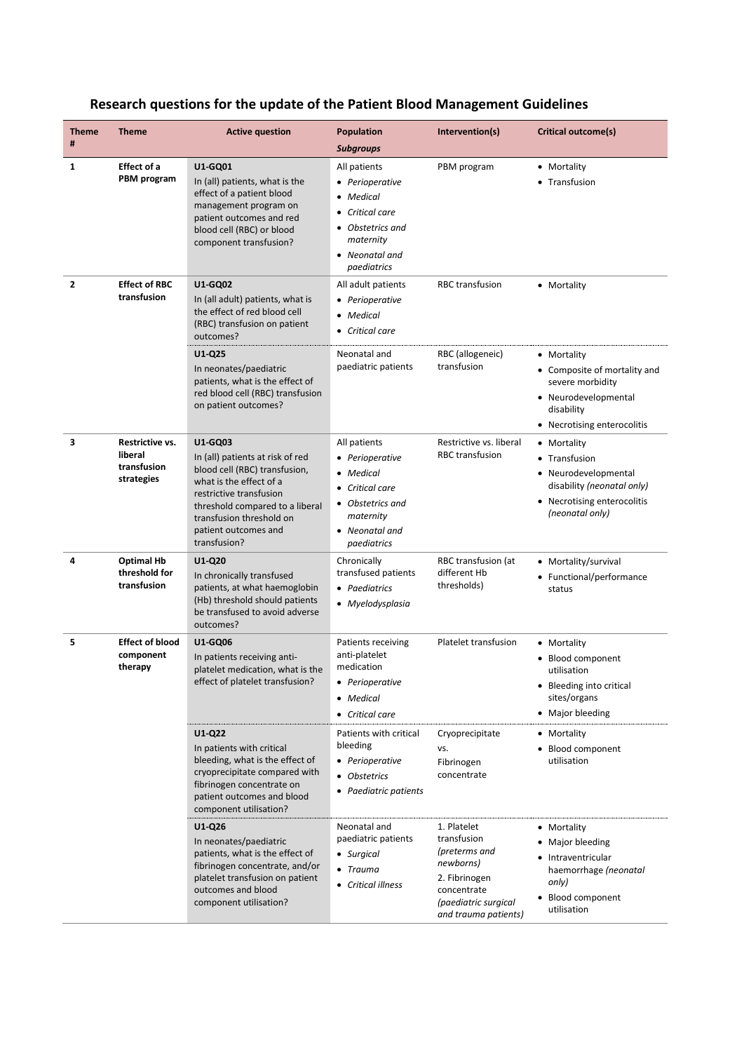# Research questions for the update of the Patient Blood Management Guidelines

| Theme # | Theme | Active question | Population *Subgroups* | Intervention(s) | Critical outcome(s) |
|---|---|---|---|---|---|
| **1** | **Effect of a PBM program** | **U1-GQ01** In (all) patients, what is the effect of a patient blood management program on patient outcomes and red blood cell (RBC) or blood component transfusion? | All patients <br>• *Perioperative* <br>• *Medical* <br>• *Critical care* <br>• *Obstetrics and maternity* <br>• *Neonatal and paediatrics* | PBM program | • Mortality <br>• Transfusion |
| **2** | **Effect of RBC transfusion** | **U1-GQ02** In (all adult) patients, what is the effect of red blood cell (RBC) transfusion on patient outcomes? | All adult patients <br>• *Perioperative* <br>• *Medical* <br>• *Critical care* | RBC transfusion | • Mortality |
| | | **U1-Q25** In neonates/paediatric patients, what is the effect of red blood cell (RBC) transfusion on patient outcomes? | Neonatal and paediatric patients | RBC (allogeneic) transfusion | • Mortality <br>• Composite of mortality and severe morbidity <br>• Neurodevelopmental disability <br>• Necrotising enterocolitis |
| **3** | **Restrictive vs. liberal transfusion strategies** | **U1-GQ03** In (all) patients at risk of red blood cell (RBC) transfusion, what is the effect of a restrictive transfusion threshold compared to a liberal transfusion threshold on patient outcomes and transfusion? | All patients <br>• *Perioperative* <br>• *Medical* <br>• *Critical care* <br>• *Obstetrics and maternity* <br>• *Neonatal and paediatrics* | Restrictive vs. liberal RBC transfusion | • Mortality <br>• Transfusion <br>• Neurodevelopmental disability *(neonatal only)* <br>• Necrotising enterocolitis *(neonatal only)* |
| **4** | **Optimal Hb threshold for transfusion** | **U1-Q20** In chronically transfused patients, at what haemoglobin (Hb) threshold should patients be transfused to avoid adverse outcomes? | Chronically transfused patients <br>• *Paediatrics* <br>• *Myelodysplasia* | RBC transfusion (at different Hb thresholds) | • Mortality/survival <br>• Functional/performance status |
| **5** | **Effect of blood component therapy** | **U1-GQ06** In patients receiving anti-platelet medication, what is the effect of platelet transfusion? | Patients receiving anti-platelet medication <br>• *Perioperative* <br>• *Medical* <br>• *Critical care* | Platelet transfusion | • Mortality <br>• Blood component utilisation <br>• Bleeding into critical sites/organs <br>• Major bleeding |
| | | **U1-Q22** In patients with critical bleeding, what is the effect of cryoprecipitate compared with fibrinogen concentrate on patient outcomes and blood component utilisation? | Patients with critical bleeding <br>• *Perioperative* <br>• *Obstetrics* <br>• *Paediatric patients* | Cryoprecipitate vs. Fibrinogen concentrate | • Mortality <br>• Blood component utilisation |
| | | **U1-Q26** In neonates/paediatric patients, what is the effect of fibrinogen concentrate, and/or platelet transfusion on patient outcomes and blood component utilisation? | Neonatal and paediatric patients <br>• *Surgical* <br>• *Trauma* <br>• *Critical illness* | 1. Platelet transfusion *(preterms and newborns)* <br>2. Fibrinogen concentrate *(paediatric surgical and trauma patients)* | • Mortality <br>• Major bleeding <br>• Intraventricular haemorrhage *(neonatal only)* <br>• Blood component utilisation |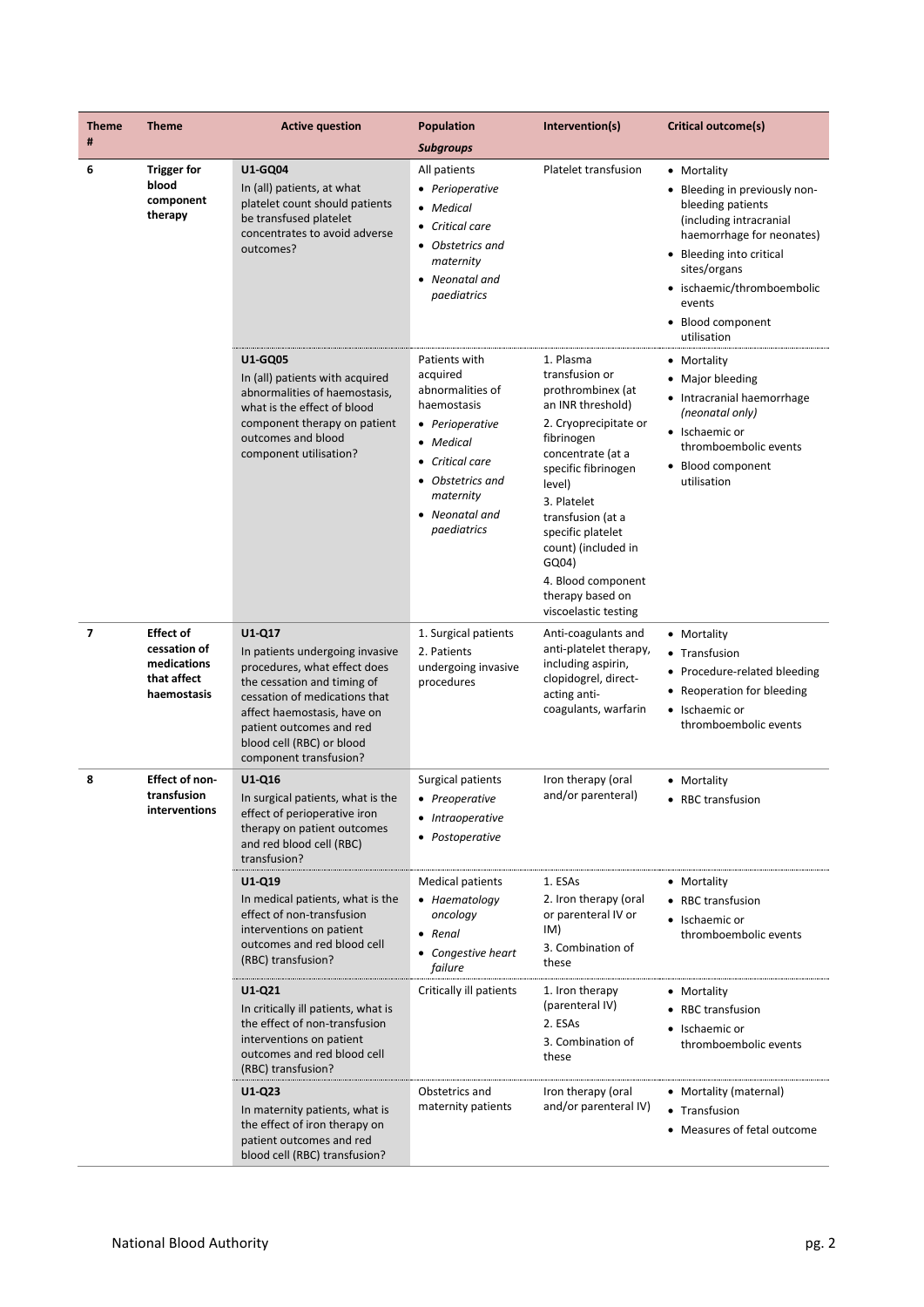| Theme # | Theme | Active question | Population *Subgroups* | Intervention(s) | Critical outcome(s) |
|---|---|---|---|---|---|
| 6 | **Trigger for blood component therapy** | **U1-GQ04** In (all) patients, at what platelet count should patients be transfused platelet concentrates to avoid adverse outcomes? | All patients<br>• *Perioperative*<br>• *Medical*<br>• *Critical care*<br>• *Obstetrics and maternity*<br>• *Neonatal and paediatrics* | Platelet transfusion | • Mortality<br>• Bleeding in previously non-bleeding patients (including intracranial haemorrhage for neonates)<br>• Bleeding into critical sites/organs<br>• ischaemic/thromboembolic events<br>• Blood component utilisation |
| | | **U1-GQ05** In (all) patients with acquired abnormalities of haemostasis, what is the effect of blood component therapy on patient outcomes and blood component utilisation? | Patients with acquired abnormalities of haemostasis<br>• *Perioperative*<br>• *Medical*<br>• *Critical care*<br>• *Obstetrics and maternity*<br>• *Neonatal and paediatrics* | 1. Plasma transfusion or prothrombinex (at an INR threshold)<br>2. Cryoprecipitate or fibrinogen concentrate (at a specific fibrinogen level)<br>3. Platelet transfusion (at a specific platelet count) (included in GQ04)<br>4. Blood component therapy based on viscoelastic testing | • Mortality<br>• Major bleeding<br>• Intracranial haemorrhage *(neonatal only)*<br>• Ischaemic or thromboembolic events<br>• Blood component utilisation |
| 7 | **Effect of cessation of medications that affect haemostasis** | **U1-Q17** In patients undergoing invasive procedures, what effect does the cessation and timing of cessation of medications that affect haemostasis, have on patient outcomes and red blood cell (RBC) or blood component transfusion? | 1. Surgical patients<br>2. Patients undergoing invasive procedures | Anti-coagulants and anti-platelet therapy, including aspirin, clopidogrel, direct-acting anti-coagulants, warfarin | • Mortality<br>• Transfusion<br>• Procedure-related bleeding<br>• Reoperation for bleeding<br>• Ischaemic or thromboembolic events |
| 8 | **Effect of non-transfusion interventions** | **U1-Q16** In surgical patients, what is the effect of perioperative iron therapy on patient outcomes and red blood cell (RBC) transfusion? | Surgical patients<br>• *Preoperative*<br>• *Intraoperative*<br>• *Postoperative* | Iron therapy (oral and/or parenteral) | • Mortality<br>• RBC transfusion |
| | | **U1-Q19** In medical patients, what is the effect of non-transfusion interventions on patient outcomes and red blood cell (RBC) transfusion? | Medical patients<br>• *Haematology oncology*<br>• *Renal*<br>• *Congestive heart failure* | 1. ESAs<br>2. Iron therapy (oral or parenteral IV or IM)<br>3. Combination of these | • Mortality<br>• RBC transfusion<br>• Ischaemic or thromboembolic events |
| | | **U1-Q21** In critically ill patients, what is the effect of non-transfusion interventions on patient outcomes and red blood cell (RBC) transfusion? | Critically ill patients | 1. Iron therapy (parenteral IV)<br>2. ESAs<br>3. Combination of these | • Mortality<br>• RBC transfusion<br>• Ischaemic or thromboembolic events |
| | | **U1-Q23** In maternity patients, what is the effect of iron therapy on patient outcomes and red blood cell (RBC) transfusion? | Obstetrics and maternity patients | Iron therapy (oral and/or parenteral IV) | • Mortality (maternal)<br>• Transfusion<br>• Measures of fetal outcome |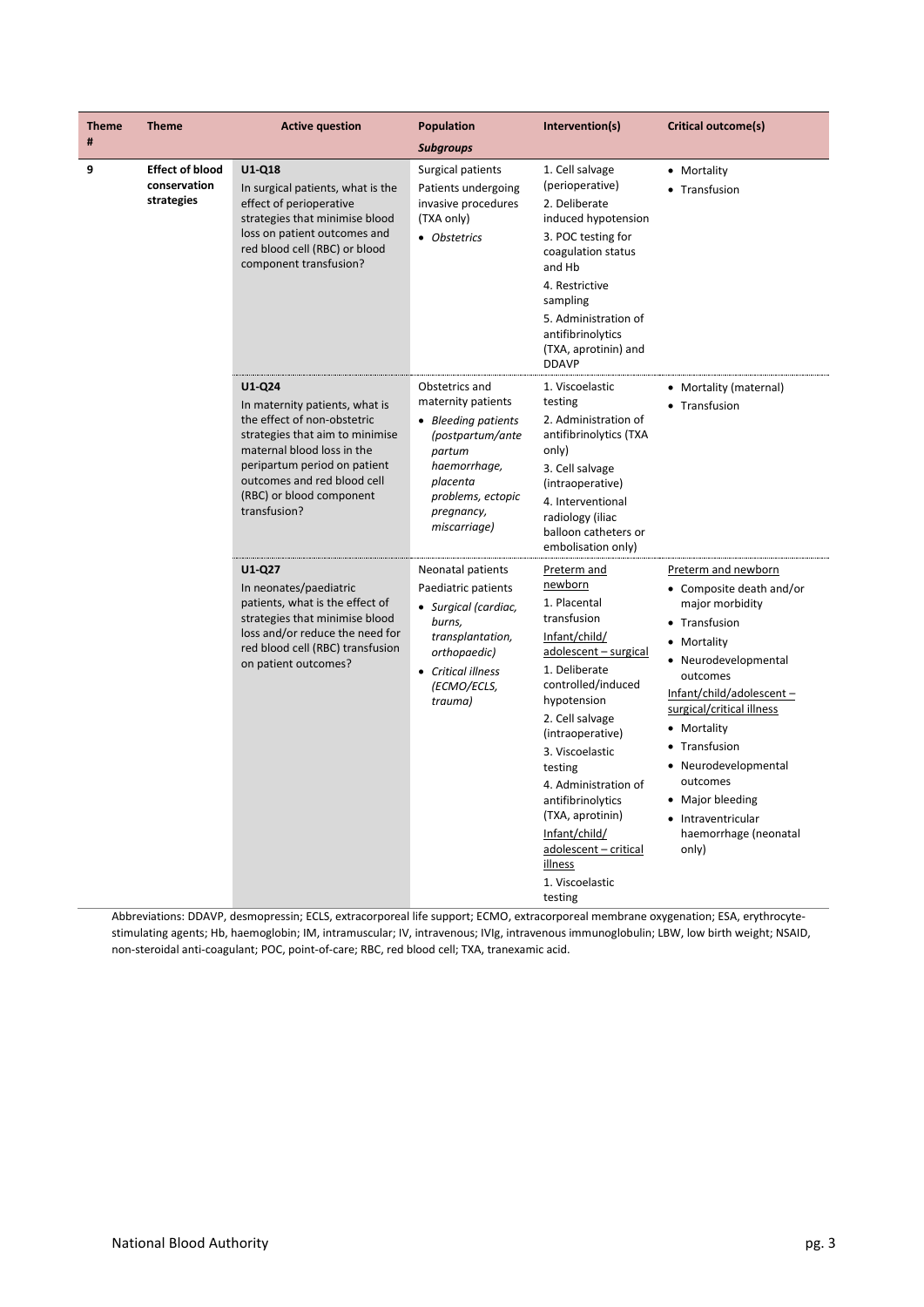| Theme # | Theme | Active question | Population<br>*Subgroups* | Intervention(s) | Critical outcome(s) |
|---|---|---|---|---|---|
| **9** | **Effect of blood conservation strategies** | **U1-Q18**<br>In surgical patients, what is the effect of perioperative strategies that minimise blood loss on patient outcomes and red blood cell (RBC) or blood component transfusion? | Surgical patients<br>Patients undergoing invasive procedures (TXA only)<br>• *Obstetrics* | 1. Cell salvage (perioperative)<br>2. Deliberate induced hypotension<br>3. POC testing for coagulation status and Hb<br>4. Restrictive sampling<br>5. Administration of antifibrinolytics (TXA, aprotinin) and DDAVP | • Mortality<br>• Transfusion |
| | | **U1-Q24**<br>In maternity patients, what is the effect of non-obstetric strategies that aim to minimise maternal blood loss in the peripartum period on patient outcomes and red blood cell (RBC) or blood component transfusion? | Obstetrics and maternity patients<br>• *Bleeding patients (postpartum/antepartum haemorrhage, placenta problems, ectopic pregnancy, miscarriage)* | 1. Viscoelastic testing<br>2. Administration of antifibrinolytics (TXA only)<br>3. Cell salvage (intraoperative)<br>4. Interventional radiology (iliac balloon catheters or embolisation only) | • Mortality (maternal)<br>• Transfusion |
| | | **U1-Q27**<br>In neonates/paediatric patients, what is the effect of strategies that minimise blood loss and/or reduce the need for red blood cell (RBC) transfusion on patient outcomes? | Neonatal patients<br>Paediatric patients<br>• *Surgical (cardiac, burns, transplantation, orthopaedic)*<br>• *Critical illness (ECMO/ECLS, trauma)* | <u>Preterm and newborn</u><br>1. Placental transfusion<br><u>Infant/child/adolescent – surgical</u><br>1. Deliberate controlled/induced hypotension<br>2. Cell salvage (intraoperative)<br>3. Viscoelastic testing<br>4. Administration of antifibrinolytics (TXA, aprotinin)<br><u>Infant/child/adolescent – critical illness</u><br>1. Viscoelastic testing | <u>Preterm and newborn</u><br>• Composite death and/or major morbidity<br>• Transfusion<br>• Mortality<br>• Neurodevelopmental outcomes<br><u>Infant/child/adolescent – surgical/critical illness</u><br>• Mortality<br>• Transfusion<br>• Neurodevelopmental outcomes<br>• Major bleeding<br>• Intraventricular haemorrhage (neonatal only) |

Abbreviations: DDAVP, desmopressin; ECLS, extracorporeal life support; ECMO, extracorporeal membrane oxygenation; ESA, erythrocyte-stimulating agents; Hb, haemoglobin; IM, intramuscular; IV, intravenous; IVIg, intravenous immunoglobulin; LBW, low birth weight; NSAID, non-steroidal anti-coagulant; POC, point-of-care; RBC, red blood cell; TXA, tranexamic acid.